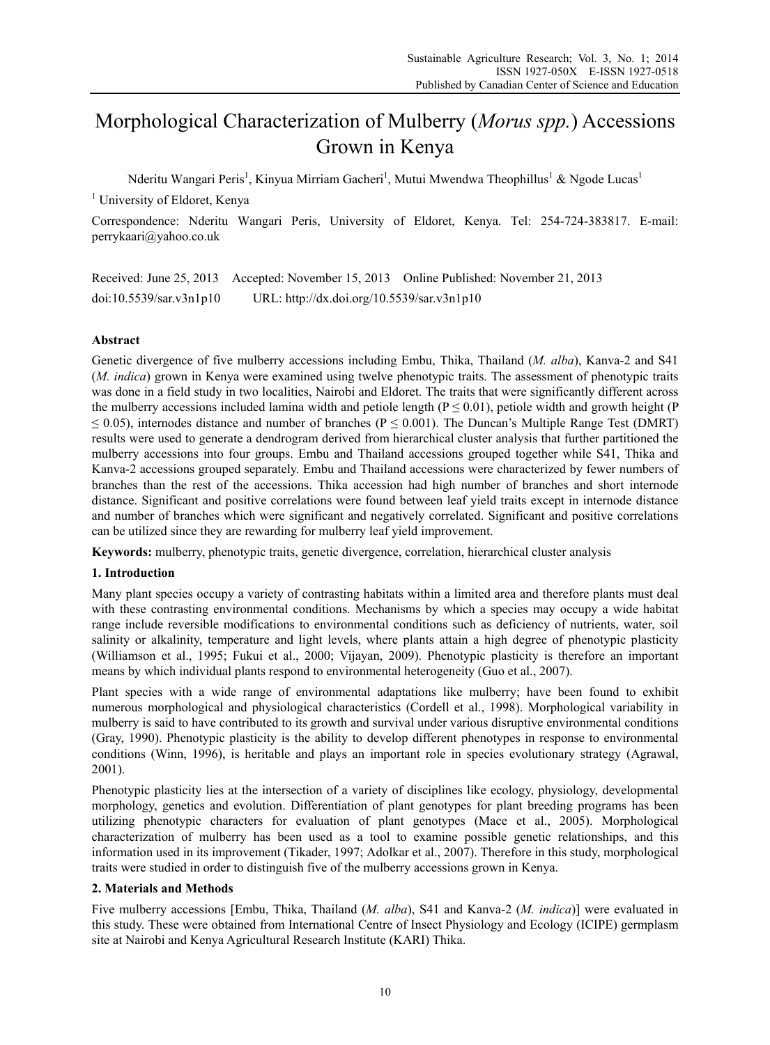# Morphological Characterization of Mulberry (*Morus spp.*) Accessions Grown in Kenya

Nderitu Wangari Peris[1], Kinyua Mirriam Gacheri[1], Mutui Mwendwa Theophillus[1] & Ngode Lucas[1]

[1] University of Eldoret, Kenya

Correspondence: Nderitu Wangari Peris, University of Eldoret, Kenya. Tel: 254-724-383817. E-mail: perrykaari@yahoo.co.uk

Received: June 25, 2013 Accepted: November 15, 2013 Online Published: November 21, 2013

doi:10.5539/sar.v3n1p10 URL: http://dx.doi.org/10.5539/sar.v3n1p10

## Abstract

Genetic divergence of five mulberry accessions including Embu, Thika, Thailand (*M. alba*), Kanva-2 and S41 (*M. indica*) grown in Kenya were examined using twelve phenotypic traits. The assessment of phenotypic traits was done in a field study in two localities, Nairobi and Eldoret. The traits that were significantly different across the mulberry accessions included lamina width and petiole length ($P \leq 0.01$), petiole width and growth height ($P \leq 0.05$), internodes distance and number of branches ($P \leq 0.001$). The Duncan's Multiple Range Test (DMRT) results were used to generate a dendrogram derived from hierarchical cluster analysis that further partitioned the mulberry accessions into four groups. Embu and Thailand accessions grouped together while S41, Thika and Kanva-2 accessions grouped separately. Embu and Thailand accessions were characterized by fewer numbers of branches than the rest of the accessions. Thika accession had high number of branches and short internode distance. Significant and positive correlations were found between leaf yield traits except in internode distance and number of branches which were significant and negatively correlated. Significant and positive correlations can be utilized since they are rewarding for mulberry leaf yield improvement.

**Keywords:** mulberry, phenotypic traits, genetic divergence, correlation, hierarchical cluster analysis

## 1. Introduction

Many plant species occupy a variety of contrasting habitats within a limited area and therefore plants must deal with these contrasting environmental conditions. Mechanisms by which a species may occupy a wide habitat range include reversible modifications to environmental conditions such as deficiency of nutrients, water, soil salinity or alkalinity, temperature and light levels, where plants attain a high degree of phenotypic plasticity (Williamson et al., 1995; Fukui et al., 2000; Vijayan, 2009). Phenotypic plasticity is therefore an important means by which individual plants respond to environmental heterogeneity (Guo et al., 2007).

Plant species with a wide range of environmental adaptations like mulberry; have been found to exhibit numerous morphological and physiological characteristics (Cordell et al., 1998). Morphological variability in mulberry is said to have contributed to its growth and survival under various disruptive environmental conditions (Gray, 1990). Phenotypic plasticity is the ability to develop different phenotypes in response to environmental conditions (Winn, 1996), is heritable and plays an important role in species evolutionary strategy (Agrawal, 2001).

Phenotypic plasticity lies at the intersection of a variety of disciplines like ecology, physiology, developmental morphology, genetics and evolution. Differentiation of plant genotypes for plant breeding programs has been utilizing phenotypic characters for evaluation of plant genotypes (Mace et al., 2005). Morphological characterization of mulberry has been used as a tool to examine possible genetic relationships, and this information used in its improvement (Tikader, 1997; Adolkar et al., 2007). Therefore in this study, morphological traits were studied in order to distinguish five of the mulberry accessions grown in Kenya.

## 2. Materials and Methods

Five mulberry accessions [Embu, Thika, Thailand (*M. alba*), S41 and Kanva-2 (*M. indica*)] were evaluated in this study. These were obtained from International Centre of Insect Physiology and Ecology (ICIPE) germplasm site at Nairobi and Kenya Agricultural Research Institute (KARI) Thika.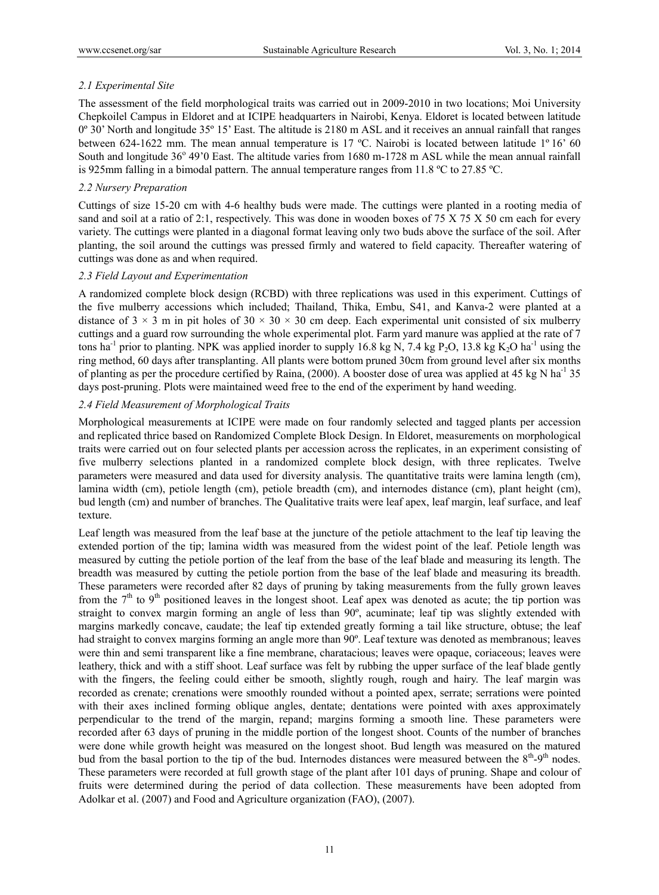### *2.1 Experimental Site*

The assessment of the field morphological traits was carried out in 2009-2010 in two locations; Moi University Chepkoilel Campus in Eldoret and at ICIPE headquarters in Nairobi, Kenya. Eldoret is located between latitude 0º 30' North and longitude 35º 15' East. The altitude is 2180 m ASL and it receives an annual rainfall that ranges between 624-1622 mm. The mean annual temperature is 17 ºC. Nairobi is located between latitude 1º 16' 60 South and longitude 36º 49'0 East. The altitude varies from 1680 m-1728 m ASL while the mean annual rainfall is 925mm falling in a bimodal pattern. The annual temperature ranges from 11.8 ºC to 27.85 ºC.

### *2.2 Nursery Preparation*

Cuttings of size 15-20 cm with 4-6 healthy buds were made. The cuttings were planted in a rooting media of sand and soil at a ratio of 2:1, respectively. This was done in wooden boxes of 75 X 75 X 50 cm each for every variety. The cuttings were planted in a diagonal format leaving only two buds above the surface of the soil. After planting, the soil around the cuttings was pressed firmly and watered to field capacity. Thereafter watering of cuttings was done as and when required.

### *2.3 Field Layout and Experimentation*

A randomized complete block design (RCBD) with three replications was used in this experiment. Cuttings of the five mulberry accessions which included; Thailand, Thika, Embu, S41, and Kanva-2 were planted at a distance of 3 × 3 m in pit holes of 30 × 30 × 30 cm deep. Each experimental unit consisted of six mulberry cuttings and a guard row surrounding the whole experimental plot. Farm yard manure was applied at the rate of 7 tons $ha^{-1}$ prior to planting. NPK was applied inorder to supply 16.8 kg N, 7.4 kg $P_2O$, 13.8 kg $K_2O$ $ha^{-1}$ using the ring method, 60 days after transplanting. All plants were bottom pruned 30cm from ground level after six months of planting as per the procedure certified by Raina, (2000). A booster dose of urea was applied at 45 kg N $ha^{-1}$ 35 days post-pruning. Plots were maintained weed free to the end of the experiment by hand weeding.

### *2.4 Field Measurement of Morphological Traits*

Morphological measurements at ICIPE were made on four randomly selected and tagged plants per accession and replicated thrice based on Randomized Complete Block Design. In Eldoret, measurements on morphological traits were carried out on four selected plants per accession across the replicates, in an experiment consisting of five mulberry selections planted in a randomized complete block design, with three replicates. Twelve parameters were measured and data used for diversity analysis. The quantitative traits were lamina length (cm), lamina width (cm), petiole length (cm), petiole breadth (cm), and internodes distance (cm), plant height (cm), bud length (cm) and number of branches. The Qualitative traits were leaf apex, leaf margin, leaf surface, and leaf texture.

Leaf length was measured from the leaf base at the juncture of the petiole attachment to the leaf tip leaving the extended portion of the tip; lamina width was measured from the widest point of the leaf. Petiole length was measured by cutting the petiole portion of the leaf from the base of the leaf blade and measuring its length. The breadth was measured by cutting the petiole portion from the base of the leaf blade and measuring its breadth. These parameters were recorded after 82 days of pruning by taking measurements from the fully grown leaves from the 7th to 9th positioned leaves in the longest shoot. Leaf apex was denoted as acute; the tip portion was straight to convex margin forming an angle of less than 90º, acuminate; leaf tip was slightly extended with margins markedly concave, caudate; the leaf tip extended greatly forming a tail like structure, obtuse; the leaf had straight to convex margins forming an angle more than 90º. Leaf texture was denoted as membranous; leaves were thin and semi transparent like a fine membrane, charatacious; leaves were opaque, coriaceous; leaves were leathery, thick and with a stiff shoot. Leaf surface was felt by rubbing the upper surface of the leaf blade gently with the fingers, the feeling could either be smooth, slightly rough, rough and hairy. The leaf margin was recorded as crenate; crenations were smoothly rounded without a pointed apex, serrate; serrations were pointed with their axes inclined forming oblique angles, dentate; dentations were pointed with axes approximately perpendicular to the trend of the margin, repand; margins forming a smooth line. These parameters were recorded after 63 days of pruning in the middle portion of the longest shoot. Counts of the number of branches were done while growth height was measured on the longest shoot. Bud length was measured on the matured bud from the basal portion to the tip of the bud. Internodes distances were measured between the 8th-9th nodes. These parameters were recorded at full growth stage of the plant after 101 days of pruning. Shape and colour of fruits were determined during the period of data collection. These measurements have been adopted from Adolkar et al. (2007) and Food and Agriculture organization (FAO), (2007).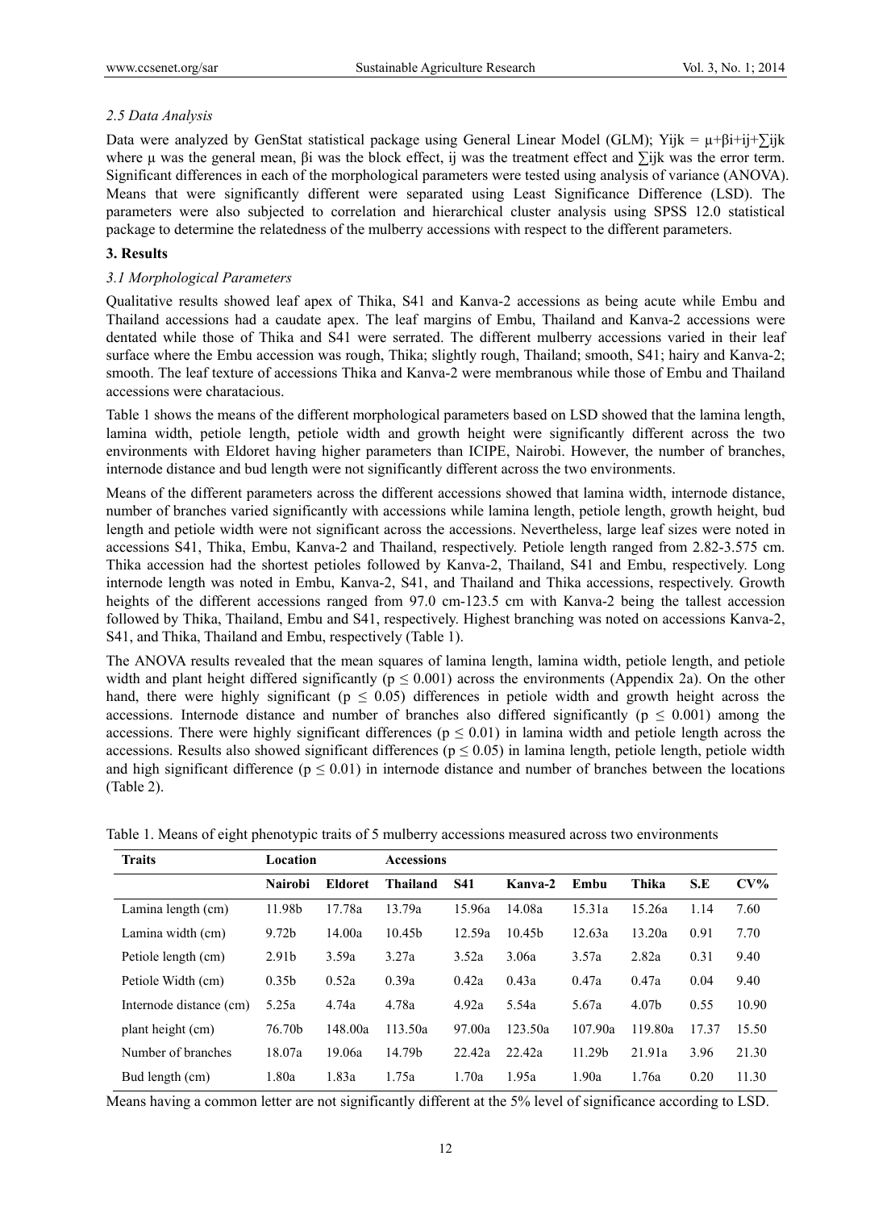### *2.5 Data Analysis*

Data were analyzed by GenStat statistical package using General Linear Model (GLM); Yijk = μ+βi+ij+∑ijk where μ was the general mean, βi was the block effect, ij was the treatment effect and ∑ijk was the error term. Significant differences in each of the morphological parameters were tested using analysis of variance (ANOVA). Means that were significantly different were separated using Least Significance Difference (LSD). The parameters were also subjected to correlation and hierarchical cluster analysis using SPSS 12.0 statistical package to determine the relatedness of the mulberry accessions with respect to the different parameters.

## 3. Results

### *3.1 Morphological Parameters*

Qualitative results showed leaf apex of Thika, S41 and Kanva-2 accessions as being acute while Embu and Thailand accessions had a caudate apex. The leaf margins of Embu, Thailand and Kanva-2 accessions were dentated while those of Thika and S41 were serrated. The different mulberry accessions varied in their leaf surface where the Embu accession was rough, Thika; slightly rough, Thailand; smooth, S41; hairy and Kanva-2; smooth. The leaf texture of accessions Thika and Kanva-2 were membranous while those of Embu and Thailand accessions were charatacious.

Table 1 shows the means of the different morphological parameters based on LSD showed that the lamina length, lamina width, petiole length, petiole width and growth height were significantly different across the two environments with Eldoret having higher parameters than ICIPE, Nairobi. However, the number of branches, internode distance and bud length were not significantly different across the two environments.

Means of the different parameters across the different accessions showed that lamina width, internode distance, number of branches varied significantly with accessions while lamina length, petiole length, growth height, bud length and petiole width were not significant across the accessions. Nevertheless, large leaf sizes were noted in accessions S41, Thika, Embu, Kanva-2 and Thailand, respectively. Petiole length ranged from 2.82-3.575 cm. Thika accession had the shortest petioles followed by Kanva-2, Thailand, S41 and Embu, respectively. Long internode length was noted in Embu, Kanva-2, S41, and Thailand and Thika accessions, respectively. Growth heights of the different accessions ranged from 97.0 cm-123.5 cm with Kanva-2 being the tallest accession followed by Thika, Thailand, Embu and S41, respectively. Highest branching was noted on accessions Kanva-2, S41, and Thika, Thailand and Embu, respectively (Table 1).

The ANOVA results revealed that the mean squares of lamina length, lamina width, petiole length, and petiole width and plant height differed significantly ($p \leq 0.001$) across the environments (Appendix 2a). On the other hand, there were highly significant ($p \leq 0.05$) differences in petiole width and growth height across the accessions. Internode distance and number of branches also differed significantly ($p \leq 0.001$) among the accessions. There were highly significant differences ($p \leq 0.01$) in lamina width and petiole length across the accessions. Results also showed significant differences ($p \leq 0.05$) in lamina length, petiole length, petiole width and high significant difference ($p \leq 0.01$) in internode distance and number of branches between the locations (Table 2).

Table 1. Means of eight phenotypic traits of 5 mulberry accessions measured across two environments

| Traits | Location | | Accessions | | | | | | |
|---|---|---|---|---|---|---|---|---|---|
| | Nairobi | Eldoret | Thailand | S41 | Kanva-2 | Embu | Thika | S.E | CV% |
| Lamina length (cm) | 11.98b | 17.78a | 13.79a | 15.96a | 14.08a | 15.31a | 15.26a | 1.14 | 7.60 |
| Lamina width (cm) | 9.72b | 14.00a | 10.45b | 12.59a | 10.45b | 12.63a | 13.20a | 0.91 | 7.70 |
| Petiole length (cm) | 2.91b | 3.59a | 3.27a | 3.52a | 3.06a | 3.57a | 2.82a | 0.31 | 9.40 |
| Petiole Width (cm) | 0.35b | 0.52a | 0.39a | 0.42a | 0.43a | 0.47a | 0.47a | 0.04 | 9.40 |
| Internode distance (cm) | 5.25a | 4.74a | 4.78a | 4.92a | 5.54a | 5.67a | 4.07b | 0.55 | 10.90 |
| plant height (cm) | 76.70b | 148.00a | 113.50a | 97.00a | 123.50a | 107.90a | 119.80a | 17.37 | 15.50 |
| Number of branches | 18.07a | 19.06a | 14.79b | 22.42a | 22.42a | 11.29b | 21.91a | 3.96 | 21.30 |
| Bud length (cm) | 1.80a | 1.83a | 1.75a | 1.70a | 1.95a | 1.90a | 1.76a | 0.20 | 11.30 |

Means having a common letter are not significantly different at the 5% level of significance according to LSD.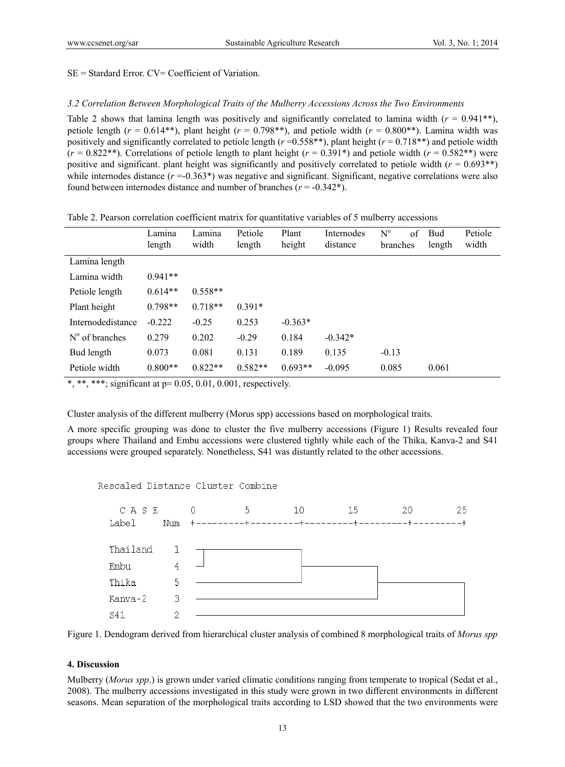SE = Stardard Error. CV= Coefficient of Variation.

### *3.2 Correlation Between Morphological Traits of the Mulberry Accessions Across the Two Environments*

Table 2 shows that lamina length was positively and significantly correlated to lamina width ($r$ = 0.941**), petiole length ($r$ = 0.614**), plant height ($r$ = 0.798**), and petiole width ($r$ = 0.800**). Lamina width was positively and significantly correlated to petiole length ($r$ =0.558**), plant height ($r$ = 0.718**) and petiole width ($r$ = 0.822**). Correlations of petiole length to plant height ($r$ = 0.391*) and petiole width ($r$ = 0.582**) were positive and significant. plant height was significantly and positively correlated to petiole width ($r$ = 0.693**) while internodes distance ($r$ =-0.363*) was negative and significant. Significant, negative correlations were also found between internodes distance and number of branches ($r$ = -0.342*).

Table 2. Pearson correlation coefficient matrix for quantitative variables of 5 mulberry accessions

| | Lamina length | Lamina width | Petiole length | Plant height | Internodes distance | N° of branches | Bud length | Petiole width |
|---|---|---|---|---|---|---|---|---|
| Lamina length | | | | | | | | |
| Lamina width | 0.941** | | | | | | | |
| Petiole length | 0.614** | 0.558** | | | | | | |
| Plant height | 0.798** | 0.718** | 0.391* | | | | | |
| Internodedistance | -0.222 | -0.25 | 0.253 | -0.363* | | | | |
| N° of branches | 0.279 | 0.202 | -0.29 | 0.184 | -0.342* | | | |
| Bud length | 0.073 | 0.081 | 0.131 | 0.189 | 0.135 | -0.13 | | |
| Petiole width | 0.800** | 0.822** | 0.582** | 0.693** | -0.095 | 0.085 | 0.061 | |

*, **, ***; significant at p= 0.05, 0.01, 0.001, respectively.

Cluster analysis of the different mulberry (Morus spp) accessions based on morphological traits.

A more specific grouping was done to cluster the five mulberry accessions (Figure 1) Results revealed four groups where Thailand and Embu accessions were clustered tightly while each of the Thika, Kanva-2 and S41 accessions were grouped separately. Nonetheless, S41 was distantly related to the other accessions.

```
Rescaled Distance Cluster Combine

  C A S E      0         5        10        15        20        25
Label     Num  +---------+---------+---------+---------+---------+

Thailand   1
Embu       4
Thika      5
Kanva-2    3
S41        2
```

Figure 1. Dendogram derived from hierarchical cluster analysis of combined 8 morphological traits of *Morus spp*

## 4. Discussion

Mulberry (*Morus spp*.) is grown under varied climatic conditions ranging from temperate to tropical (Sedat et al., 2008). The mulberry accessions investigated in this study were grown in two different environments in different seasons. Mean separation of the morphological traits according to LSD showed that the two environments were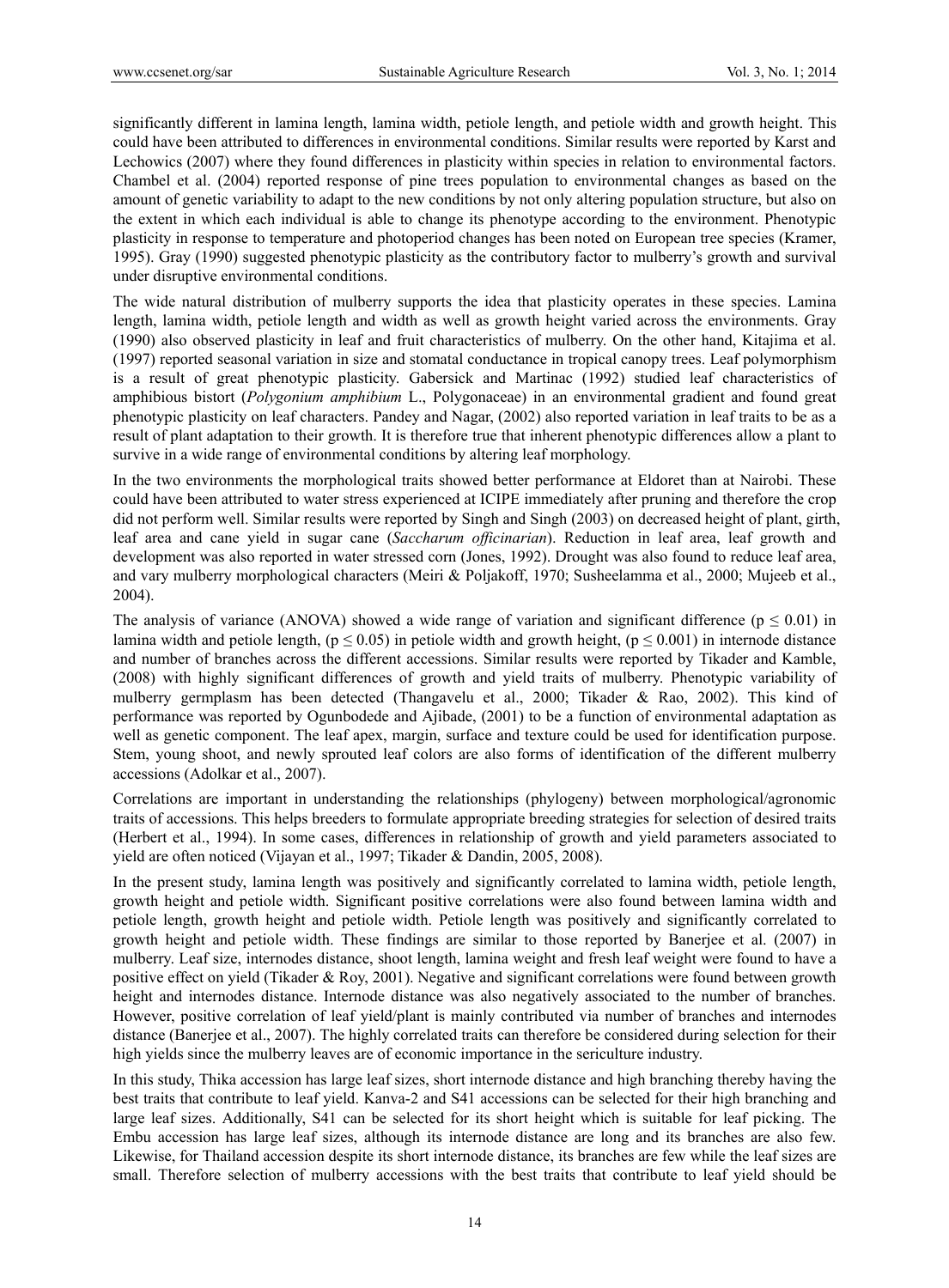significantly different in lamina length, lamina width, petiole length, and petiole width and growth height. This could have been attributed to differences in environmental conditions. Similar results were reported by Karst and Lechowics (2007) where they found differences in plasticity within species in relation to environmental factors. Chambel et al. (2004) reported response of pine trees population to environmental changes as based on the amount of genetic variability to adapt to the new conditions by not only altering population structure, but also on the extent in which each individual is able to change its phenotype according to the environment. Phenotypic plasticity in response to temperature and photoperiod changes has been noted on European tree species (Kramer, 1995). Gray (1990) suggested phenotypic plasticity as the contributory factor to mulberry's growth and survival under disruptive environmental conditions.

The wide natural distribution of mulberry supports the idea that plasticity operates in these species. Lamina length, lamina width, petiole length and width as well as growth height varied across the environments. Gray (1990) also observed plasticity in leaf and fruit characteristics of mulberry. On the other hand, Kitajima et al. (1997) reported seasonal variation in size and stomatal conductance in tropical canopy trees. Leaf polymorphism is a result of great phenotypic plasticity. Gabersick and Martinac (1992) studied leaf characteristics of amphibious bistort (*Polygonium amphibium* L., Polygonaceae) in an environmental gradient and found great phenotypic plasticity on leaf characters. Pandey and Nagar, (2002) also reported variation in leaf traits to be as a result of plant adaptation to their growth. It is therefore true that inherent phenotypic differences allow a plant to survive in a wide range of environmental conditions by altering leaf morphology.

In the two environments the morphological traits showed better performance at Eldoret than at Nairobi. These could have been attributed to water stress experienced at ICIPE immediately after pruning and therefore the crop did not perform well. Similar results were reported by Singh and Singh (2003) on decreased height of plant, girth, leaf area and cane yield in sugar cane (*Saccharum officinarian*). Reduction in leaf area, leaf growth and development was also reported in water stressed corn (Jones, 1992). Drought was also found to reduce leaf area, and vary mulberry morphological characters (Meiri & Poljakoff, 1970; Susheelamma et al., 2000; Mujeeb et al., 2004).

The analysis of variance (ANOVA) showed a wide range of variation and significant difference ($p \leq 0.01$) in lamina width and petiole length, ($p \leq 0.05$) in petiole width and growth height, ($p \leq 0.001$) in internode distance and number of branches across the different accessions. Similar results were reported by Tikader and Kamble, (2008) with highly significant differences of growth and yield traits of mulberry. Phenotypic variability of mulberry germplasm has been detected (Thangavelu et al., 2000; Tikader & Rao, 2002). This kind of performance was reported by Ogunbodede and Ajibade, (2001) to be a function of environmental adaptation as well as genetic component. The leaf apex, margin, surface and texture could be used for identification purpose. Stem, young shoot, and newly sprouted leaf colors are also forms of identification of the different mulberry accessions (Adolkar et al., 2007).

Correlations are important in understanding the relationships (phylogeny) between morphological/agronomic traits of accessions. This helps breeders to formulate appropriate breeding strategies for selection of desired traits (Herbert et al., 1994). In some cases, differences in relationship of growth and yield parameters associated to yield are often noticed (Vijayan et al., 1997; Tikader & Dandin, 2005, 2008).

In the present study, lamina length was positively and significantly correlated to lamina width, petiole length, growth height and petiole width. Significant positive correlations were also found between lamina width and petiole length, growth height and petiole width. Petiole length was positively and significantly correlated to growth height and petiole width. These findings are similar to those reported by Banerjee et al. (2007) in mulberry. Leaf size, internodes distance, shoot length, lamina weight and fresh leaf weight were found to have a positive effect on yield (Tikader & Roy, 2001). Negative and significant correlations were found between growth height and internodes distance. Internode distance was also negatively associated to the number of branches. However, positive correlation of leaf yield/plant is mainly contributed via number of branches and internodes distance (Banerjee et al., 2007). The highly correlated traits can therefore be considered during selection for their high yields since the mulberry leaves are of economic importance in the sericulture industry.

In this study, Thika accession has large leaf sizes, short internode distance and high branching thereby having the best traits that contribute to leaf yield. Kanva-2 and S41 accessions can be selected for their high branching and large leaf sizes. Additionally, S41 can be selected for its short height which is suitable for leaf picking. The Embu accession has large leaf sizes, although its internode distance are long and its branches are also few. Likewise, for Thailand accession despite its short internode distance, its branches are few while the leaf sizes are small. Therefore selection of mulberry accessions with the best traits that contribute to leaf yield should be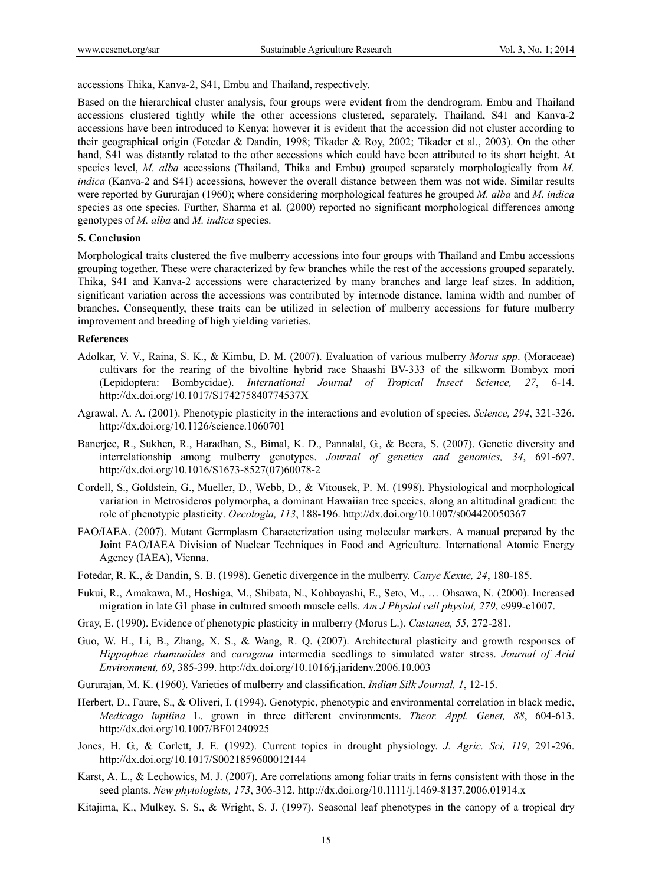accessions Thika, Kanva-2, S41, Embu and Thailand, respectively.

Based on the hierarchical cluster analysis, four groups were evident from the dendrogram. Embu and Thailand accessions clustered tightly while the other accessions clustered, separately. Thailand, S41 and Kanva-2 accessions have been introduced to Kenya; however it is evident that the accession did not cluster according to their geographical origin (Fotedar & Dandin, 1998; Tikader & Roy, 2002; Tikader et al., 2003). On the other hand, S41 was distantly related to the other accessions which could have been attributed to its short height. At species level, *M. alba* accessions (Thailand, Thika and Embu) grouped separately morphologically from *M. indica* (Kanva-2 and S41) accessions, however the overall distance between them was not wide. Similar results were reported by Gururajan (1960); where considering morphological features he grouped *M. alba* and *M. indica* species as one species. Further, Sharma et al. (2000) reported no significant morphological differences among genotypes of *M. alba* and *M. indica* species.

## 5. Conclusion

Morphological traits clustered the five mulberry accessions into four groups with Thailand and Embu accessions grouping together. These were characterized by few branches while the rest of the accessions grouped separately. Thika, S41 and Kanva-2 accessions were characterized by many branches and large leaf sizes. In addition, significant variation across the accessions was contributed by internode distance, lamina width and number of branches. Consequently, these traits can be utilized in selection of mulberry accessions for future mulberry improvement and breeding of high yielding varieties.

## References

Adolkar, V. V., Raina, S. K., & Kimbu, D. M. (2007). Evaluation of various mulberry *Morus spp*. (Moraceae) cultivars for the rearing of the bivoltine hybrid race Shaashi BV-333 of the silkworm Bombyx mori (Lepidoptera: Bombycidae). *International Journal of Tropical Insect Science, 27*, 6-14. http://dx.doi.org/10.1017/S174275840774537X

Agrawal, A. A. (2001). Phenotypic plasticity in the interactions and evolution of species. *Science, 294*, 321-326. http://dx.doi.org/10.1126/science.1060701

Banerjee, R., Sukhen, R., Haradhan, S., Bimal, K. D., Pannalal, G., & Beera, S. (2007). Genetic diversity and interrelationship among mulberry genotypes. *Journal of genetics and genomics, 34*, 691-697. http://dx.doi.org/10.1016/S1673-8527(07)60078-2

Cordell, S., Goldstein, G., Mueller, D., Webb, D., & Vitousek, P. M. (1998). Physiological and morphological variation in Metrosideros polymorpha, a dominant Hawaiian tree species, along an altitudinal gradient: the role of phenotypic plasticity. *Oecologia, 113*, 188-196. http://dx.doi.org/10.1007/s004420050367

FAO/IAEA. (2007). Mutant Germplasm Characterization using molecular markers. A manual prepared by the Joint FAO/IAEA Division of Nuclear Techniques in Food and Agriculture. International Atomic Energy Agency (IAEA), Vienna.

Fotedar, R. K., & Dandin, S. B. (1998). Genetic divergence in the mulberry. *Canye Kexue, 24*, 180-185.

Fukui, R., Amakawa, M., Hoshiga, M., Shibata, N., Kohbayashi, E., Seto, M., … Ohsawa, N. (2000). Increased migration in late G1 phase in cultured smooth muscle cells. *Am J Physiol cell physiol, 279*, c999-c1007.

Gray, E. (1990). Evidence of phenotypic plasticity in mulberry (Morus L.). *Castanea, 55*, 272-281.

Guo, W. H., Li, B., Zhang, X. S., & Wang, R. Q. (2007). Architectural plasticity and growth responses of *Hippophae rhamnoides* and *caragana* intermedia seedlings to simulated water stress. *Journal of Arid Environment, 69*, 385-399. http://dx.doi.org/10.1016/j.jaridenv.2006.10.003

Gururajan, M. K. (1960). Varieties of mulberry and classification. *Indian Silk Journal, 1*, 12-15.

Herbert, D., Faure, S., & Oliveri, I. (1994). Genotypic, phenotypic and environmental correlation in black medic, *Medicago lupilina* L. grown in three different environments. *Theor. Appl. Genet, 88*, 604-613. http://dx.doi.org/10.1007/BF01240925

Jones, H. G., & Corlett, J. E. (1992). Current topics in drought physiology. *J. Agric. Sci, 119*, 291-296. http://dx.doi.org/10.1017/S0021859600012144

Karst, A. L., & Lechowics, M. J. (2007). Are correlations among foliar traits in ferns consistent with those in the seed plants. *New phytologists, 173*, 306-312. http://dx.doi.org/10.1111/j.1469-8137.2006.01914.x

Kitajima, K., Mulkey, S. S., & Wright, S. J. (1997). Seasonal leaf phenotypes in the canopy of a tropical dry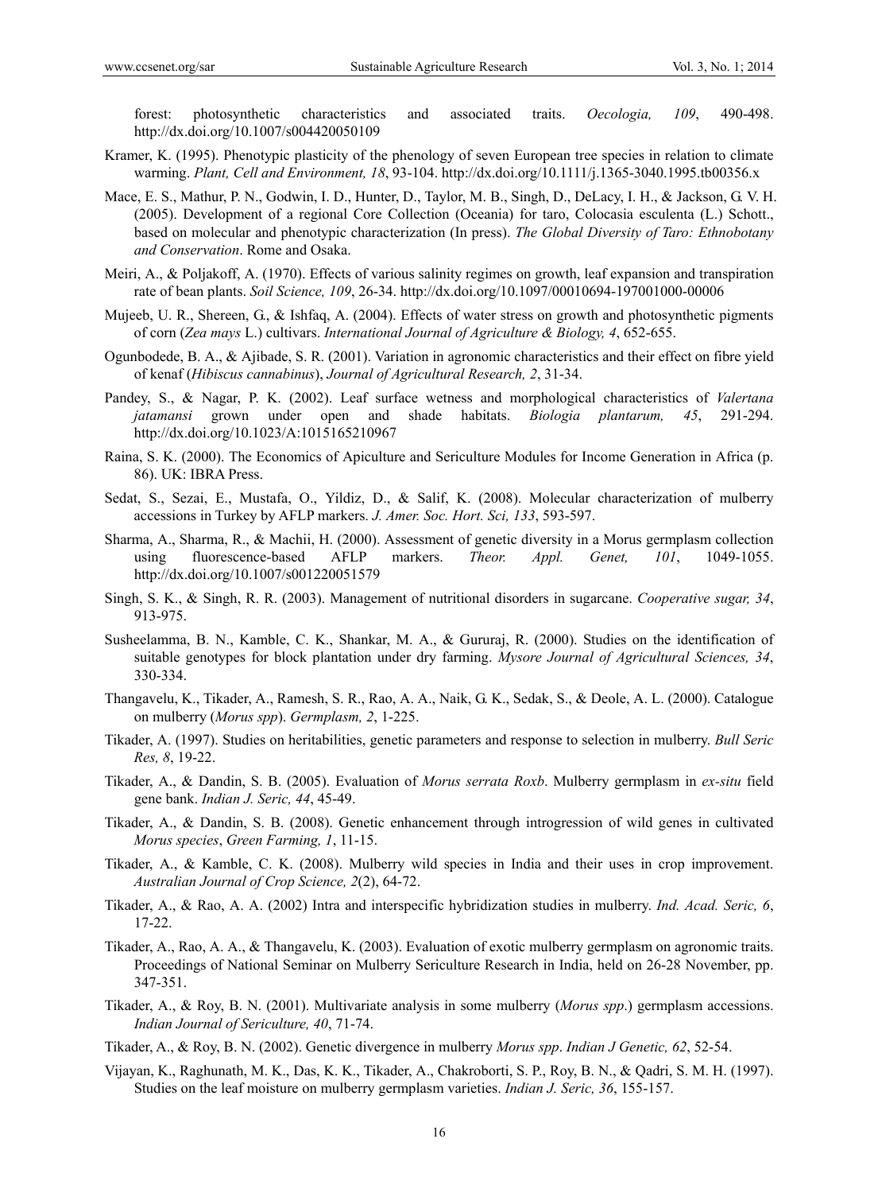forest: photosynthetic characteristics and associated traits. *Oecologia, 109*, 490-498. http://dx.doi.org/10.1007/s004420050109

Kramer, K. (1995). Phenotypic plasticity of the phenology of seven European tree species in relation to climate warming. *Plant, Cell and Environment, 18*, 93-104. http://dx.doi.org/10.1111/j.1365-3040.1995.tb00356.x

Mace, E. S., Mathur, P. N., Godwin, I. D., Hunter, D., Taylor, M. B., Singh, D., DeLacy, I. H., & Jackson, G. V. H. (2005). Development of a regional Core Collection (Oceania) for taro, Colocasia esculenta (L.) Schott., based on molecular and phenotypic characterization (In press). *The Global Diversity of Taro: Ethnobotany and Conservation*. Rome and Osaka.

Meiri, A., & Poljakoff, A. (1970). Effects of various salinity regimes on growth, leaf expansion and transpiration rate of bean plants. *Soil Science, 109*, 26-34. http://dx.doi.org/10.1097/00010694-197001000-00006

Mujeeb, U. R., Shereen, G., & Ishfaq, A. (2004). Effects of water stress on growth and photosynthetic pigments of corn (*Zea mays* L.) cultivars. *International Journal of Agriculture & Biology, 4*, 652-655.

Ogunbodede, B. A., & Ajibade, S. R. (2001). Variation in agronomic characteristics and their effect on fibre yield of kenaf (*Hibiscus cannabinus*), *Journal of Agricultural Research, 2*, 31-34.

Pandey, S., & Nagar, P. K. (2002). Leaf surface wetness and morphological characteristics of *Valertana jatamansi* grown under open and shade habitats. *Biologia plantarum, 45*, 291-294. http://dx.doi.org/10.1023/A:1015165210967

Raina, S. K. (2000). The Economics of Apiculture and Sericulture Modules for Income Generation in Africa (p. 86). UK: IBRA Press.

Sedat, S., Sezai, E., Mustafa, O., Yildiz, D., & Salif, K. (2008). Molecular characterization of mulberry accessions in Turkey by AFLP markers. *J. Amer. Soc. Hort. Sci, 133*, 593-597.

Sharma, A., Sharma, R., & Machii, H. (2000). Assessment of genetic diversity in a Morus germplasm collection using fluorescence-based AFLP markers. *Theor. Appl. Genet, 101*, 1049-1055. http://dx.doi.org/10.1007/s001220051579

Singh, S. K., & Singh, R. R. (2003). Management of nutritional disorders in sugarcane. *Cooperative sugar, 34*, 913-975.

Susheelamma, B. N., Kamble, C. K., Shankar, M. A., & Gururaj, R. (2000). Studies on the identification of suitable genotypes for block plantation under dry farming. *Mysore Journal of Agricultural Sciences, 34*, 330-334.

Thangavelu, K., Tikader, A., Ramesh, S. R., Rao, A. A., Naik, G. K., Sedak, S., & Deole, A. L. (2000). Catalogue on mulberry (*Morus spp*). *Germplasm, 2*, 1-225.

Tikader, A. (1997). Studies on heritabilities, genetic parameters and response to selection in mulberry. *Bull Seric Res, 8*, 19-22.

Tikader, A., & Dandin, S. B. (2005). Evaluation of *Morus serrata Roxb*. Mulberry germplasm in *ex-situ* field gene bank. *Indian J. Seric, 44*, 45-49.

Tikader, A., & Dandin, S. B. (2008). Genetic enhancement through introgression of wild genes in cultivated *Morus species*, *Green Farming, 1*, 11-15.

Tikader, A., & Kamble, C. K. (2008). Mulberry wild species in India and their uses in crop improvement. *Australian Journal of Crop Science, 2*(2), 64-72.

Tikader, A., & Rao, A. A. (2002) Intra and interspecific hybridization studies in mulberry. *Ind. Acad. Seric, 6*, 17-22.

Tikader, A., Rao, A. A., & Thangavelu, K. (2003). Evaluation of exotic mulberry germplasm on agronomic traits. Proceedings of National Seminar on Mulberry Sericulture Research in India, held on 26-28 November, pp. 347-351.

Tikader, A., & Roy, B. N. (2001). Multivariate analysis in some mulberry (*Morus spp*.) germplasm accessions. *Indian Journal of Sericulture, 40*, 71-74.

Tikader, A., & Roy, B. N. (2002). Genetic divergence in mulberry *Morus spp*. *Indian J Genetic, 62*, 52-54.

Vijayan, K., Raghunath, M. K., Das, K. K., Tikader, A., Chakroborti, S. P., Roy, B. N., & Qadri, S. M. H. (1997). Studies on the leaf moisture on mulberry germplasm varieties. *Indian J. Seric, 36*, 155-157.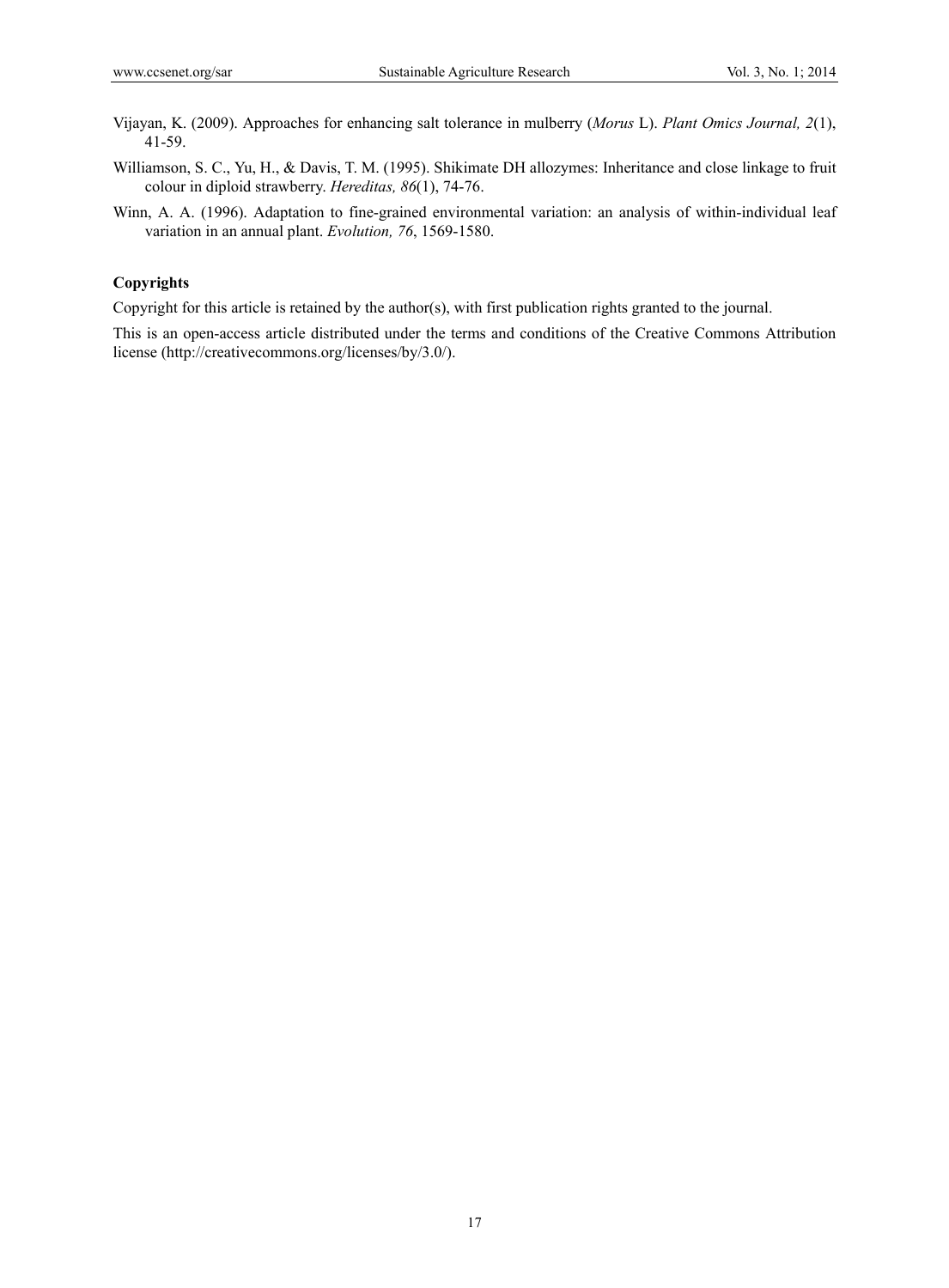Vijayan, K. (2009). Approaches for enhancing salt tolerance in mulberry (*Morus* L). *Plant Omics Journal, 2*(1), 41-59.

Williamson, S. C., Yu, H., & Davis, T. M. (1995). Shikimate DH allozymes: Inheritance and close linkage to fruit colour in diploid strawberry. *Hereditas, 86*(1), 74-76.

Winn, A. A. (1996). Adaptation to fine-grained environmental variation: an analysis of within-individual leaf variation in an annual plant. *Evolution, 76*, 1569-1580.

## Copyrights

Copyright for this article is retained by the author(s), with first publication rights granted to the journal.

This is an open-access article distributed under the terms and conditions of the Creative Commons Attribution license (http://creativecommons.org/licenses/by/3.0/).